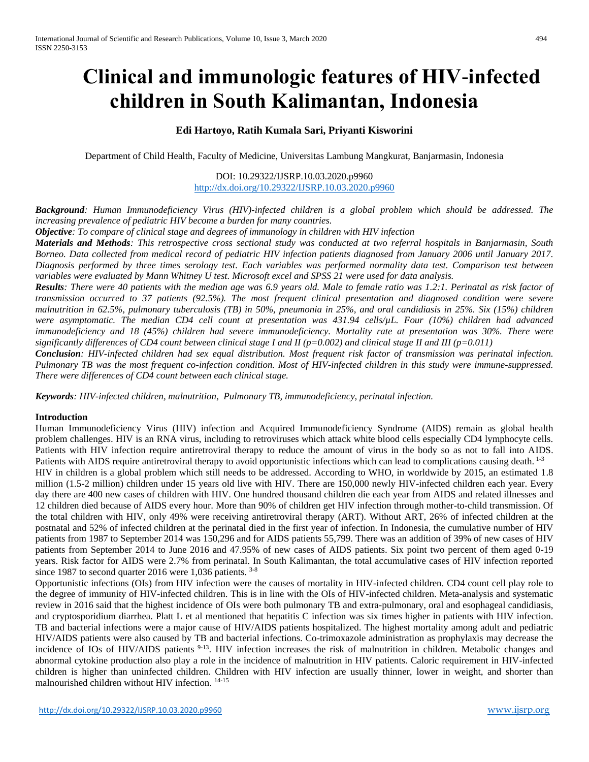# Clinical and immunologic features of HIV-infected children in South Kalimantan, Indonesia

**Edi Hartoyo, Ratih Kumala Sari, Priyanti Kisworini**

Department of Child Health, Faculty of Medicine, Universitas Lambung Mangkurat, Banjarmasin, Indonesia

DOI: 10.29322/IJSRP.10.03.2020.p9960
http://dx.doi.org/10.29322/IJSRP.10.03.2020.p9960

***Background**: Human Immunodeficiency Virus (HIV)-infected children is a global problem which should be addressed. The increasing prevalence of pediatric HIV become a burden for many countries.*

***Objective**: To compare of clinical stage and degrees of immunology in children with HIV infection*

***Materials and Methods**: This retrospective cross sectional study was conducted at two referral hospitals in Banjarmasin, South Borneo. Data collected from medical record of pediatric HIV infection patients diagnosed from January 2006 until January 2017. Diagnosis performed by three times serology test. Each variables was performed normality data test. Comparison test between variables were evaluated by Mann Whitney U test. Microsoft excel and SPSS 21 were used for data analysis.*

***Results**: There were 40 patients with the median age was 6.9 years old. Male to female ratio was 1.2:1. Perinatal as risk factor of transmission occurred to 37 patients (92.5%). The most frequent clinical presentation and diagnosed condition were severe malnutrition in 62.5%, pulmonary tuberculosis (TB) in 50%, pneumonia in 25%, and oral candidiasis in 25%. Six (15%) children were asymptomatic. The median CD4 cell count at presentation was 431.94 cells/µL. Four (10%) children had advanced immunodeficiency and 18 (45%) children had severe immunodeficiency. Mortality rate at presentation was 30%. There were significantly differences of CD4 count between clinical stage I and II ($p=0.002$) and clinical stage II and III ($p=0.011$)*

***Conclusion**: HIV-infected children had sex equal distribution. Most frequent risk factor of transmission was perinatal infection. Pulmonary TB was the most frequent co-infection condition. Most of HIV-infected children in this study were immune-suppressed. There were differences of CD4 count between each clinical stage.*

***Keywords**: HIV-infected children, malnutrition, Pulmonary TB, immunodeficiency, perinatal infection.*

## Introduction

Human Immunodeficiency Virus (HIV) infection and Acquired Immunodeficiency Syndrome (AIDS) remain as global health problem challenges. HIV is an RNA virus, including to retroviruses which attack white blood cells especially CD4 lymphocyte cells. Patients with HIV infection require antiretroviral therapy to reduce the amount of virus in the body so as not to fall into AIDS. Patients with AIDS require antiretroviral therapy to avoid opportunistic infections which can lead to complications causing death. [1-3]

HIV in children is a global problem which still needs to be addressed. According to WHO, in worldwide by 2015, an estimated 1.8 million (1.5-2 million) children under 15 years old live with HIV. There are 150,000 newly HIV-infected children each year. Every day there are 400 new cases of children with HIV. One hundred thousand children die each year from AIDS and related illnesses and 12 children died because of AIDS every hour. More than 90% of children get HIV infection through mother-to-child transmission. Of the total children with HIV, only 49% were receiving antiretroviral therapy (ART). Without ART, 26% of infected children at the postnatal and 52% of infected children at the perinatal died in the first year of infection. In Indonesia, the cumulative number of HIV patients from 1987 to September 2014 was 150,296 and for AIDS patients 55,799. There was an addition of 39% of new cases of HIV patients from September 2014 to June 2016 and 47.95% of new cases of AIDS patients. Six point two percent of them aged 0-19 years. Risk factor for AIDS were 2.7% from perinatal. In South Kalimantan, the total accumulative cases of HIV infection reported since 1987 to second quarter 2016 were 1,036 patients. [3-8]

Opportunistic infections (OIs) from HIV infection were the causes of mortality in HIV-infected children. CD4 count cell play role to the degree of immunity of HIV-infected children. This is in line with the OIs of HIV-infected children. Meta-analysis and systematic review in 2016 said that the highest incidence of OIs were both pulmonary TB and extra-pulmonary, oral and esophageal candidiasis, and cryptosporidium diarrhea. Platt L et al mentioned that hepatitis C infection was six times higher in patients with HIV infection. TB and bacterial infections were a major cause of HIV/AIDS patients hospitalized. The highest mortality among adult and pediatric HIV/AIDS patients were also caused by TB and bacterial infections. Co-trimoxazole administration as prophylaxis may decrease the incidence of IOs of HIV/AIDS patients [9-13]. HIV infection increases the risk of malnutrition in children. Metabolic changes and abnormal cytokine production also play a role in the incidence of malnutrition in HIV patients. Caloric requirement in HIV-infected children is higher than uninfected children. Children with HIV infection are usually thinner, lower in weight, and shorter than malnourished children without HIV infection. [14-15]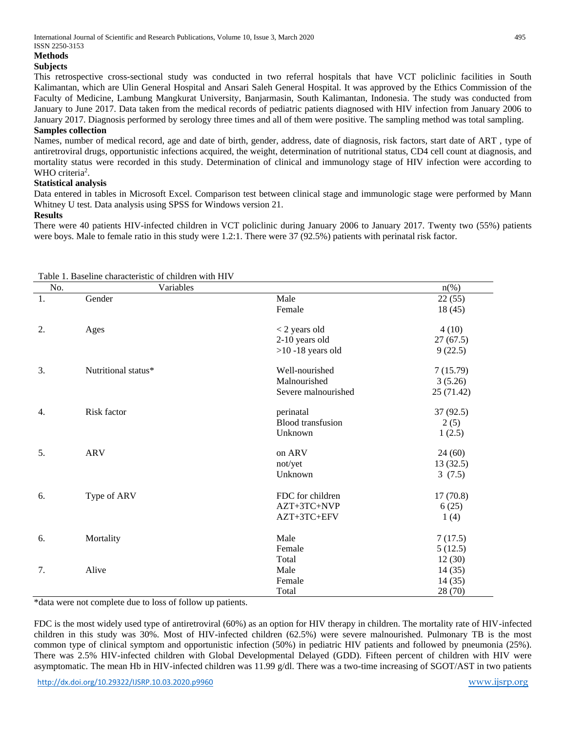## Methods

### Subjects

This retrospective cross-sectional study was conducted in two referral hospitals that have VCT policlinic facilities in South Kalimantan, which are Ulin General Hospital and Ansari Saleh General Hospital. It was approved by the Ethics Commission of the Faculty of Medicine, Lambung Mangkurat University, Banjarmasin, South Kalimantan, Indonesia. The study was conducted from January to June 2017. Data taken from the medical records of pediatric patients diagnosed with HIV infection from January 2006 to January 2017. Diagnosis performed by serology three times and all of them were positive. The sampling method was total sampling.

### Samples collection

Names, number of medical record, age and date of birth, gender, address, date of diagnosis, risk factors, start date of ART , type of antiretroviral drugs, opportunistic infections acquired, the weight, determination of nutritional status, CD4 cell count at diagnosis, and mortality status were recorded in this study. Determination of clinical and immunology stage of HIV infection were according to WHO criteria[2].

### Statistical analysis

Data entered in tables in Microsoft Excel. Comparison test between clinical stage and immunologic stage were performed by Mann Whitney U test. Data analysis using SPSS for Windows version 21.

## Results

There were 40 patients HIV-infected children in VCT policlinic during January 2006 to January 2017. Twenty two (55%) patients were boys. Male to female ratio in this study were 1.2:1. There were 37 (92.5%) patients with perinatal risk factor.

Table 1. Baseline characteristic of children with HIV

| No. | Variables | | n(%) |
|---|---|---|---|
| 1. | Gender | Male | 22 (55) |
| | | Female | 18 (45) |
| 2. | Ages | < 2 years old | 4 (10) |
| | | 2-10 years old | 27 (67.5) |
| | | >10 -18 years old | 9 (22.5) |
| 3. | Nutritional status* | Well-nourished | 7 (15.79) |
| | | Malnourished | 3 (5.26) |
| | | Severe malnourished | 25 (71.42) |
| 4. | Risk factor | perinatal | 37 (92.5) |
| | | Blood transfusion | 2 (5) |
| | | Unknown | 1 (2.5) |
| 5. | ARV | on ARV | 24 (60) |
| | | not/yet | 13 (32.5) |
| | | Unknown | 3 (7.5) |
| 6. | Type of ARV | FDC for children | 17 (70.8) |
| | | AZT+3TC+NVP | 6 (25) |
| | | AZT+3TC+EFV | 1 (4) |
| 6. | Mortality | Male | 7 (17.5) |
| | | Female | 5 (12.5) |
| | | Total | 12 (30) |
| 7. | Alive | Male | 14 (35) |
| | | Female | 14 (35) |
| | | Total | 28 (70) |

*data were not complete due to loss of follow up patients.

FDC is the most widely used type of antiretroviral (60%) as an option for HIV therapy in children. The mortality rate of HIV-infected children in this study was 30%. Most of HIV-infected children (62.5%) were severe malnourished. Pulmonary TB is the most common type of clinical symptom and opportunistic infection (50%) in pediatric HIV patients and followed by pneumonia (25%). There was 2.5% HIV-infected children with Global Developmental Delayed (GDD). Fifteen percent of children with HIV were asymptomatic. The mean Hb in HIV-infected children was 11.99 g/dl. There was a two-time increasing of SGOT/AST in two patients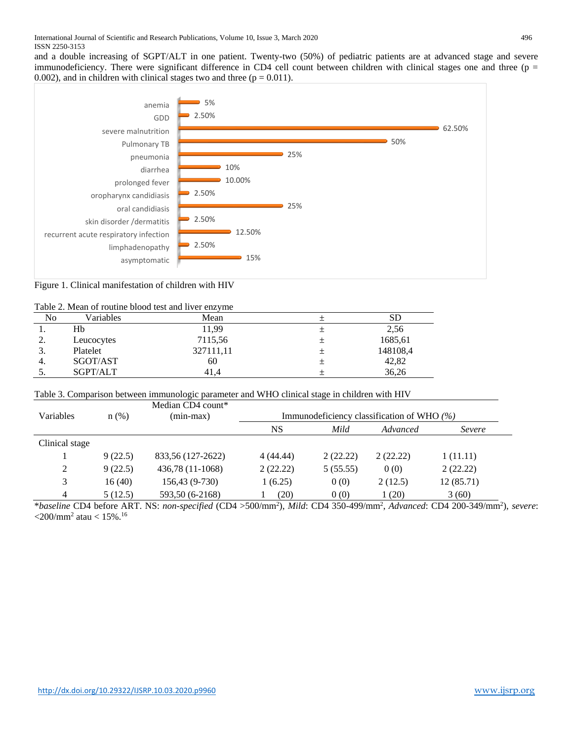and a double increasing of SGPT/ALT in one patient. Twenty-two (50%) of pediatric patients are at advanced stage and severe immunodeficiency. There were significant difference in CD4 cell count between children with clinical stages one and three ($p = 0.002$), and in children with clinical stages two and three ($p = 0.011$).

| Clinical manifestation | % |
|---|---|
| anemia | 5% |
| GDD | 2.50% |
| severe malnutrition | 62.50% |
| Pulmonary TB | 50% |
| pneumonia | 25% |
| diarrhea | 10% |
| prolonged fever | 10.00% |
| oropharynx candidiasis | 2.50% |
| oral candidiasis | 25% |
| skin disorder /dermatitis | 2.50% |
| recurrent acute respiratory infection | 12.50% |
| limphadenopathy | 2.50% |
| asymptomatic | 15% |

Figure 1. Clinical manifestation of children with HIV

Table 2. Mean of routine blood test and liver enzyme

| No | Variables | Mean | ± | SD |
|---|---|---|---|---|
| 1. | Hb | 11,99 | ± | 2,56 |
| 2. | Leucocytes | 7115,56 | ± | 1685,61 |
| 3. | Platelet | 327111,11 | ± | 148108,4 |
| 4. | SGOT/AST | 60 | ± | 42,82 |
| 5. | SGPT/ALT | 41,4 | ± | 36,26 |

Table 3. Comparison between immunologic parameter and WHO clinical stage in children with HIV

| Variables | n (%) | Median CD4 count* (min-max) | Immunodeficiency classification of WHO *(%)* | | | |
|---|---|---|---|---|---|---|
| | | | NS | *Mild* | *Advanced* | *Severe* |
| Clinical stage | | | | | | |
| 1 | 9 (22.5) | 833,56 (127-2622) | 4 (44.44) | 2 (22.22) | 2 (22.22) | 1 (11.11) |
| 2 | 9 (22.5) | 436,78 (11-1068) | 2 (22.22) | 5 (55.55) | 0 (0) | 2 (22.22) |
| 3 | 16 (40) | 156,43 (9-730) | 1 (6.25) | 0 (0) | 2 (12.5) | 12 (85.71) |
| 4 | 5 (12.5) | 593,50 (6-2168) | 1 (20) | 0 (0) | 1 (20) | 3 (60) |

\**baseline* CD4 before ART. NS: *non-specified* (CD4 >500/mm$^2$), *Mild*: CD4 350-499/mm$^2$, *Advanced*: CD4 200-349/mm$^2$), *severe*: <200/mm$^2$ atau < 15%.[16]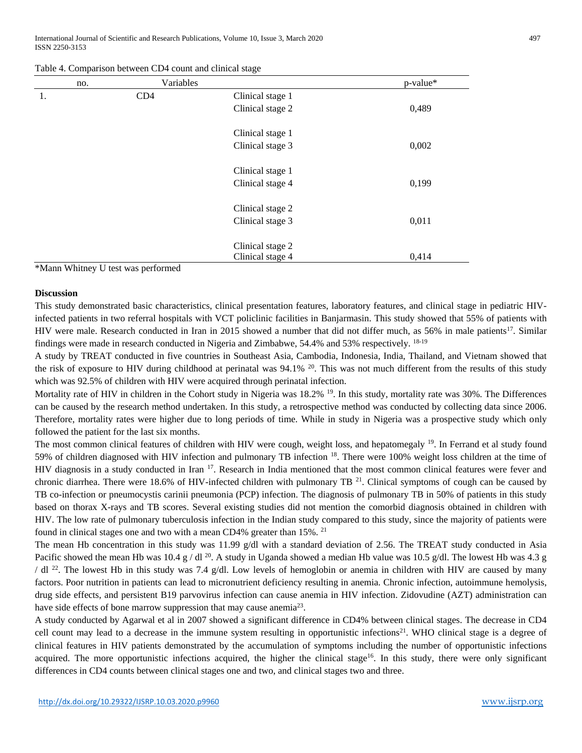Table 4. Comparison between CD4 count and clinical stage

| no. | Variables | | p-value* |
|---|---|---|---|
| 1. | CD4 | Clinical stage 1<br>Clinical stage 2 | 0,489 |
| | | Clinical stage 1<br>Clinical stage 3 | 0,002 |
| | | Clinical stage 1<br>Clinical stage 4 | 0,199 |
| | | Clinical stage 2<br>Clinical stage 3 | 0,011 |
| | | Clinical stage 2<br>Clinical stage 4 | 0,414 |

*Mann Whitney U test was performed

**Discussion**

This study demonstrated basic characteristics, clinical presentation features, laboratory features, and clinical stage in pediatric HIV-infected patients in two referral hospitals with VCT policlinic facilities in Banjarmasin. This study showed that 55% of patients with HIV were male. Research conducted in Iran in 2015 showed a number that did not differ much, as 56% in male patients[17]. Similar findings were made in research conducted in Nigeria and Zimbabwe, 54.4% and 53% respectively. [18-19]

A study by TREAT conducted in five countries in Southeast Asia, Cambodia, Indonesia, India, Thailand, and Vietnam showed that the risk of exposure to HIV during childhood at perinatal was 94.1% [20]. This was not much different from the results of this study which was 92.5% of children with HIV were acquired through perinatal infection.

Mortality rate of HIV in children in the Cohort study in Nigeria was 18.2% [19]. In this study, mortality rate was 30%. The Differences can be caused by the research method undertaken. In this study, a retrospective method was conducted by collecting data since 2006. Therefore, mortality rates were higher due to long periods of time. While in study in Nigeria was a prospective study which only followed the patient for the last six months.

The most common clinical features of children with HIV were cough, weight loss, and hepatomegaly [19]. In Ferrand et al study found 59% of children diagnosed with HIV infection and pulmonary TB infection [18]. There were 100% weight loss children at the time of HIV diagnosis in a study conducted in Iran [17]. Research in India mentioned that the most common clinical features were fever and chronic diarrhea. There were 18.6% of HIV-infected children with pulmonary TB [21]. Clinical symptoms of cough can be caused by TB co-infection or pneumocystis carinii pneumonia (PCP) infection. The diagnosis of pulmonary TB in 50% of patients in this study based on thorax X-rays and TB scores. Several existing studies did not mention the comorbid diagnosis obtained in children with HIV. The low rate of pulmonary tuberculosis infection in the Indian study compared to this study, since the majority of patients were found in clinical stages one and two with a mean CD4% greater than 15%. [21]

The mean Hb concentration in this study was 11.99 g/dl with a standard deviation of 2.56. The TREAT study conducted in Asia Pacific showed the mean Hb was 10.4 g / dl [20]. A study in Uganda showed a median Hb value was 10.5 g/dl. The lowest Hb was 4.3 g / dl [22]. The lowest Hb in this study was 7.4 g/dl. Low levels of hemoglobin or anemia in children with HIV are caused by many factors. Poor nutrition in patients can lead to micronutrient deficiency resulting in anemia. Chronic infection, autoimmune hemolysis, drug side effects, and persistent B19 parvovirus infection can cause anemia in HIV infection. Zidovudine (AZT) administration can have side effects of bone marrow suppression that may cause anemia[23].

A study conducted by Agarwal et al in 2007 showed a significant difference in CD4% between clinical stages. The decrease in CD4 cell count may lead to a decrease in the immune system resulting in opportunistic infections[21]. WHO clinical stage is a degree of clinical features in HIV patients demonstrated by the accumulation of symptoms including the number of opportunistic infections acquired. The more opportunistic infections acquired, the higher the clinical stage[16]. In this study, there were only significant differences in CD4 counts between clinical stages one and two, and clinical stages two and three.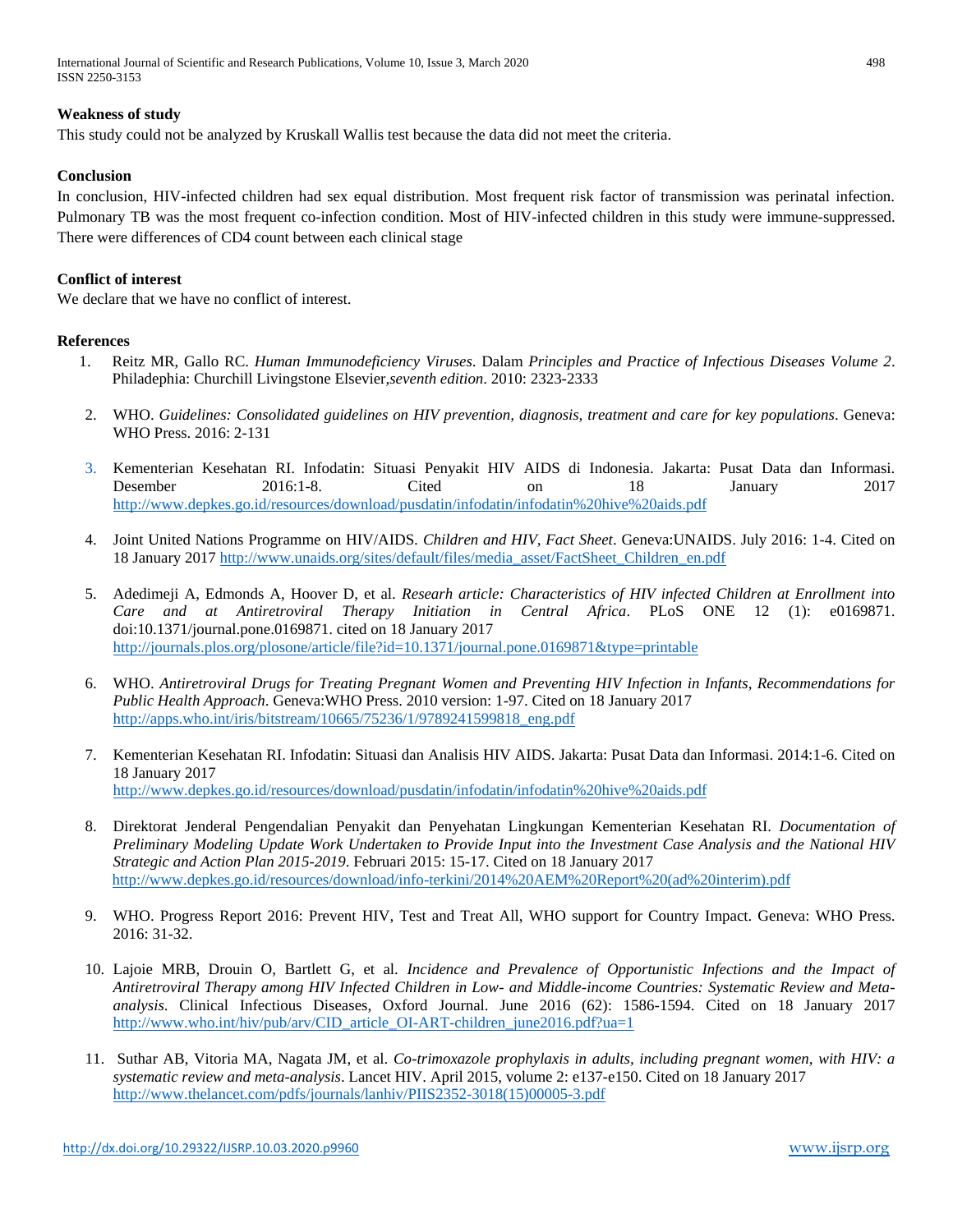### Weakness of study

This study could not be analyzed by Kruskall Wallis test because the data did not meet the criteria.

### Conclusion

In conclusion, HIV-infected children had sex equal distribution. Most frequent risk factor of transmission was perinatal infection. Pulmonary TB was the most frequent co-infection condition. Most of HIV-infected children in this study were immune-suppressed. There were differences of CD4 count between each clinical stage

### Conflict of interest

We declare that we have no conflict of interest.

### References

1. Reitz MR, Gallo RC. *Human Immunodeficiency Viruses*. Dalam *Principles and Practice of Infectious Diseases Volume 2*. Philadephia: Churchill Livingstone Elsevier,*seventh edition*. 2010: 2323-2333

2. WHO. *Guidelines: Consolidated guidelines on HIV prevention, diagnosis, treatment and care for key populations*. Geneva: WHO Press. 2016: 2-131

3. Kementerian Kesehatan RI. Infodatin: Situasi Penyakit HIV AIDS di Indonesia. Jakarta: Pusat Data dan Informasi. Desember 2016:1-8. Cited on 18 January 2017 http://www.depkes.go.id/resources/download/pusdatin/infodatin/infodatin%20hiv%20aids.pdf

4. Joint United Nations Programme on HIV/AIDS. *Children and HIV, Fact Sheet*. Geneva:UNAIDS. July 2016: 1-4. Cited on 18 January 2017 http://www.unaids.org/sites/default/files/media_asset/FactSheet_Children_en.pdf

5. Adedimeji A, Edmonds A, Hoover D, et al. *Researh article: Characteristics of HIV infected Children at Enrollment into Care and at Antiretroviral Therapy Initiation in Central Africa*. PLoS ONE 12 (1): e0169871. doi:10.1371/journal.pone.0169871. cited on 18 January 2017 http://journals.plos.org/plosone/article/file?id=10.1371/journal.pone.0169871&type=printable

6. WHO. *Antiretroviral Drugs for Treating Pregnant Women and Preventing HIV Infection in Infants, Recommendations for Public Health Approach*. Geneva:WHO Press. 2010 version: 1-97. Cited on 18 January 2017 http://apps.who.int/iris/bitstream/10665/75236/1/9789241599818_eng.pdf

7. Kementerian Kesehatan RI. Infodatin: Situasi dan Analisis HIV AIDS. Jakarta: Pusat Data dan Informasi. 2014:1-6. Cited on 18 January 2017 http://www.depkes.go.id/resources/download/pusdatin/infodatin/infodatin%20hive%20aids.pdf

8. Direktorat Jenderal Pengendalian Penyakit dan Penyehatan Lingkungan Kementerian Kesehatan RI. *Documentation of Preliminary Modeling Update Work Undertaken to Provide Input into the Investment Case Analysis and the National HIV Strategic and Action Plan 2015-2019*. Februari 2015: 15-17. Cited on 18 January 2017 http://www.depkes.go.id/resources/download/info-terkini/2014%20AEM%20Report%20(ad%20interim).pdf

9. WHO. Progress Report 2016: Prevent HIV, Test and Treat All, WHO support for Country Impact. Geneva: WHO Press. 2016: 31-32.

10. Lajoie MRB, Drouin O, Bartlett G, et al. *Incidence and Prevalence of Opportunistic Infections and the Impact of Antiretroviral Therapy among HIV Infected Children in Low- and Middle-income Countries: Systematic Review and Meta-analysis*. Clinical Infectious Diseases, Oxford Journal. June 2016 (62): 1586-1594. Cited on 18 January 2017 http://www.who.int/hiv/pub/arv/CID_article_OI-ART-children_june2016.pdf?ua=1

11. Suthar AB, Vitoria MA, Nagata JM, et al. *Co-trimoxazole prophylaxis in adults, including pregnant women, with HIV: a systematic review and meta-analysis*. Lancet HIV. April 2015, volume 2: e137-e150. Cited on 18 January 2017 http://www.thelancet.com/pdfs/journals/lanhiv/PIIS2352-3018(15)00005-3.pdf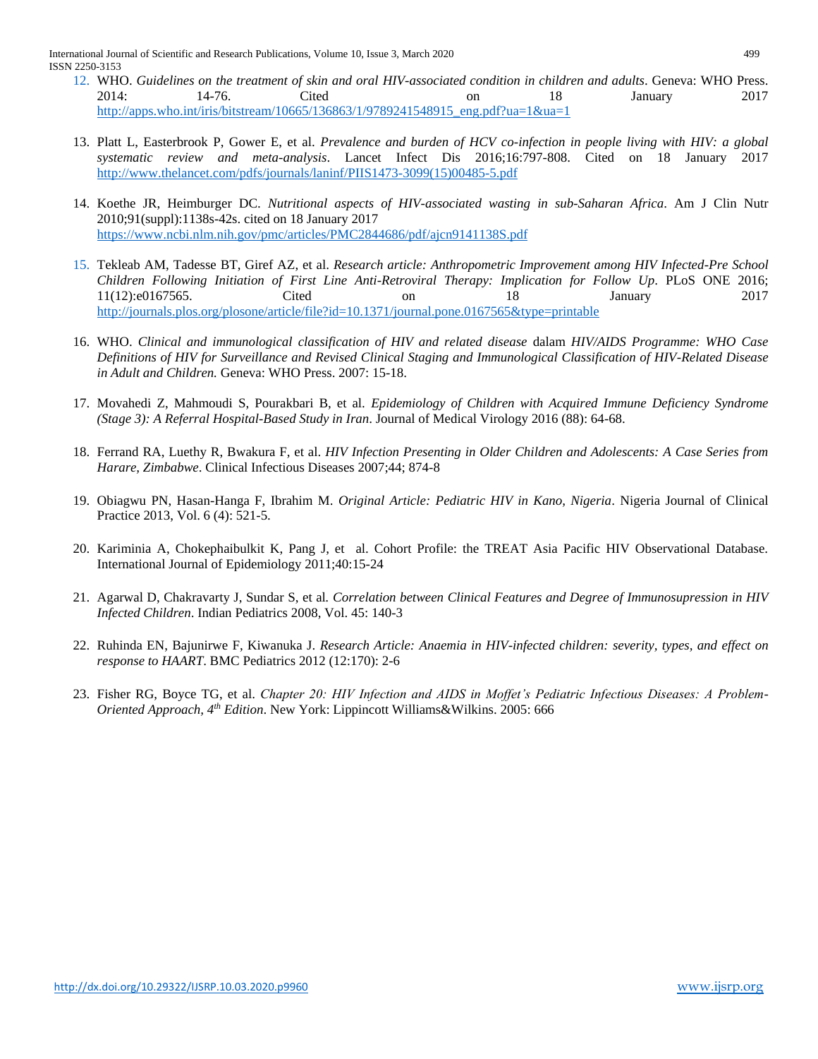12. WHO. *Guidelines on the treatment of skin and oral HIV-associated condition in children and adults*. Geneva: WHO Press. 2014: 14-76. Cited on 18 January 2017 http://apps.who.int/iris/bitstream/10665/136863/1/9789241548915_eng.pdf?ua=1&ua=1

13. Platt L, Easterbrook P, Gower E, et al. *Prevalence and burden of HCV co-infection in people living with HIV: a global systematic review and meta-analysis*. Lancet Infect Dis 2016;16:797-808. Cited on 18 January 2017 http://www.thelancet.com/pdfs/journals/laninf/PIIS1473-3099(15)00485-5.pdf

14. Koethe JR, Heimburger DC. *Nutritional aspects of HIV-associated wasting in sub-Saharan Africa*. Am J Clin Nutr 2010;91(suppl):1138s-42s. cited on 18 January 2017 https://www.ncbi.nlm.nih.gov/pmc/articles/PMC2844686/pdf/ajcn9141138S.pdf

15. Tekleab AM, Tadesse BT, Giref AZ, et al. *Research article: Anthropometric Improvement among HIV Infected-Pre School Children Following Initiation of First Line Anti-Retroviral Therapy: Implication for Follow Up*. PLoS ONE 2016; 11(12):e0167565. Cited on 18 January 2017 http://journals.plos.org/plosone/article/file?id=10.1371/journal.pone.0167565&type=printable

16. WHO. *Clinical and immunological classification of HIV and related disease* dalam *HIV/AIDS Programme: WHO Case Definitions of HIV for Surveillance and Revised Clinical Staging and Immunological Classification of HIV-Related Disease in Adult and Children.* Geneva: WHO Press. 2007: 15-18.

17. Movahedi Z, Mahmoudi S, Pourakbari B, et al. *Epidemiology of Children with Acquired Immune Deficiency Syndrome (Stage 3): A Referral Hospital-Based Study in Iran*. Journal of Medical Virology 2016 (88): 64-68.

18. Ferrand RA, Luethy R, Bwakura F, et al. *HIV Infection Presenting in Older Children and Adolescents: A Case Series from Harare, Zimbabwe*. Clinical Infectious Diseases 2007;44; 874-8

19. Obiagwu PN, Hasan-Hanga F, Ibrahim M. *Original Article: Pediatric HIV in Kano, Nigeria*. Nigeria Journal of Clinical Practice 2013, Vol. 6 (4): 521-5.

20. Kariminia A, Chokephaibulkit K, Pang J, et al. Cohort Profile: the TREAT Asia Pacific HIV Observational Database. International Journal of Epidemiology 2011;40:15-24

21. Agarwal D, Chakravarty J, Sundar S, et al. *Correlation between Clinical Features and Degree of Immunosupression in HIV Infected Children*. Indian Pediatrics 2008, Vol. 45: 140-3

22. Ruhinda EN, Bajunirwe F, Kiwanuka J. *Research Article: Anaemia in HIV-infected children: severity, types, and effect on response to HAART*. BMC Pediatrics 2012 (12:170): 2-6

23. Fisher RG, Boyce TG, et al. *Chapter 20: HIV Infection and AIDS in Moffet's Pediatric Infectious Diseases: A Problem-Oriented Approach, 4th Edition*. New York: Lippincott Williams&Wilkins. 2005: 666